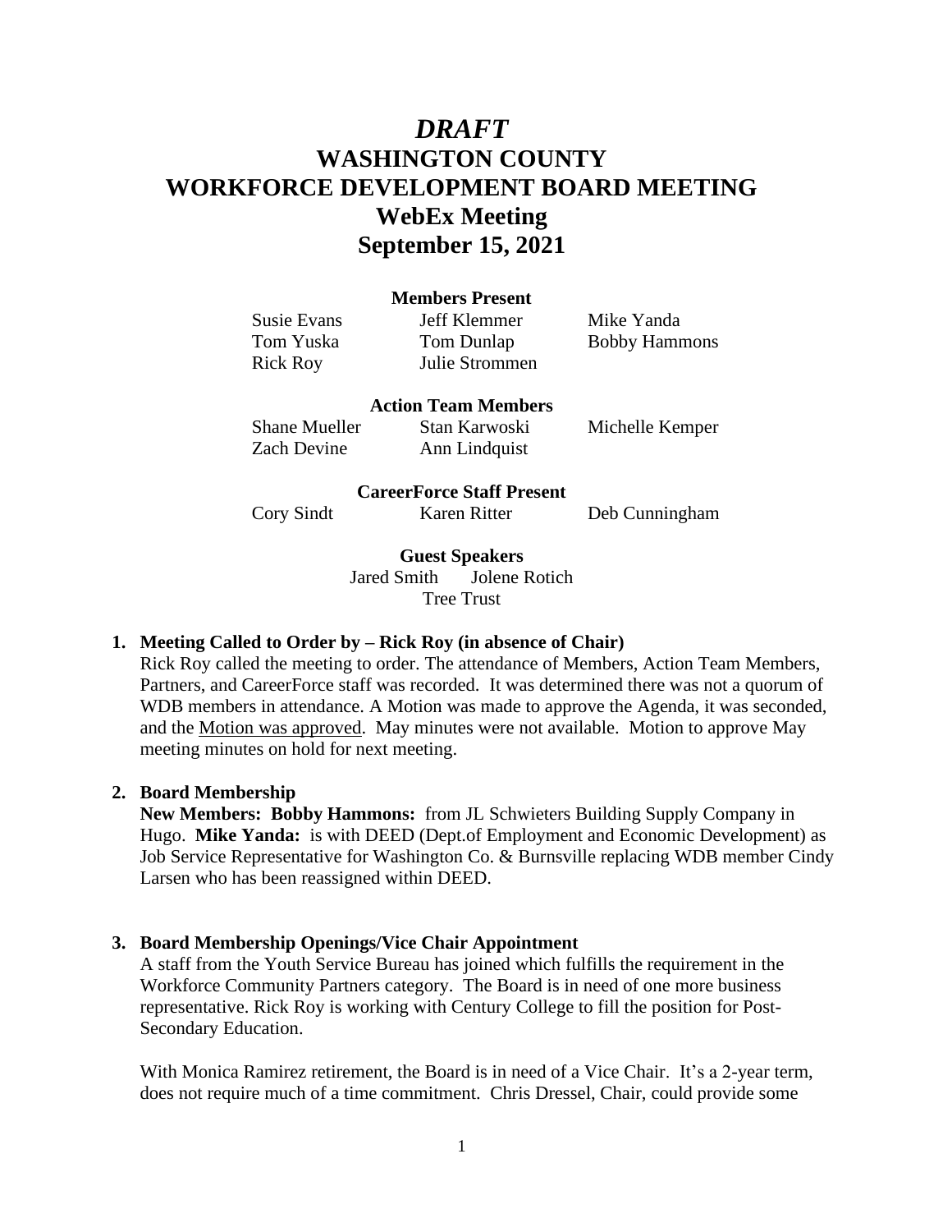# *DRAFT*
# WASHINGTON COUNTY
# WORKFORCE DEVELOPMENT BOARD MEETING
# WebEx Meeting
# September 15, 2021

**Members Present**

| | | |
|---|---|---|
| Susie Evans | Jeff Klemmer | Mike Yanda |
| Tom Yuska | Tom Dunlap | Bobby Hammons |
| Rick Roy | Julie Strommen | |

**Action Team Members**

| | | |
|---|---|---|
| Shane Mueller | Stan Karwoski | Michelle Kemper |
| Zach Devine | Ann Lindquist | |

**CareerForce Staff Present**

| | | |
|---|---|---|
| Cory Sindt | Karen Ritter | Deb Cunningham |

**Guest Speakers**

Jared Smith Jolene Rotich
Tree Trust

1. **Meeting Called to Order by – Rick Roy (in absence of Chair)**
   Rick Roy called the meeting to order. The attendance of Members, Action Team Members, Partners, and CareerForce staff was recorded. It was determined there was not a quorum of WDB members in attendance. A Motion was made to approve the Agenda, it was seconded, and the <u>Motion was approved</u>. May minutes were not available. Motion to approve May meeting minutes on hold for next meeting.

2. **Board Membership**
   **New Members: Bobby Hammons:** from JL Schwieters Building Supply Company in Hugo. **Mike Yanda:** is with DEED (Dept.of Employment and Economic Development) as Job Service Representative for Washington Co. & Burnsville replacing WDB member Cindy Larsen who has been reassigned within DEED.

3. **Board Membership Openings/Vice Chair Appointment**
   A staff from the Youth Service Bureau has joined which fulfills the requirement in the Workforce Community Partners category. The Board is in need of one more business representative. Rick Roy is working with Century College to fill the position for Post-Secondary Education.

   With Monica Ramirez retirement, the Board is in need of a Vice Chair. It's a 2-year term, does not require much of a time commitment. Chris Dressel, Chair, could provide some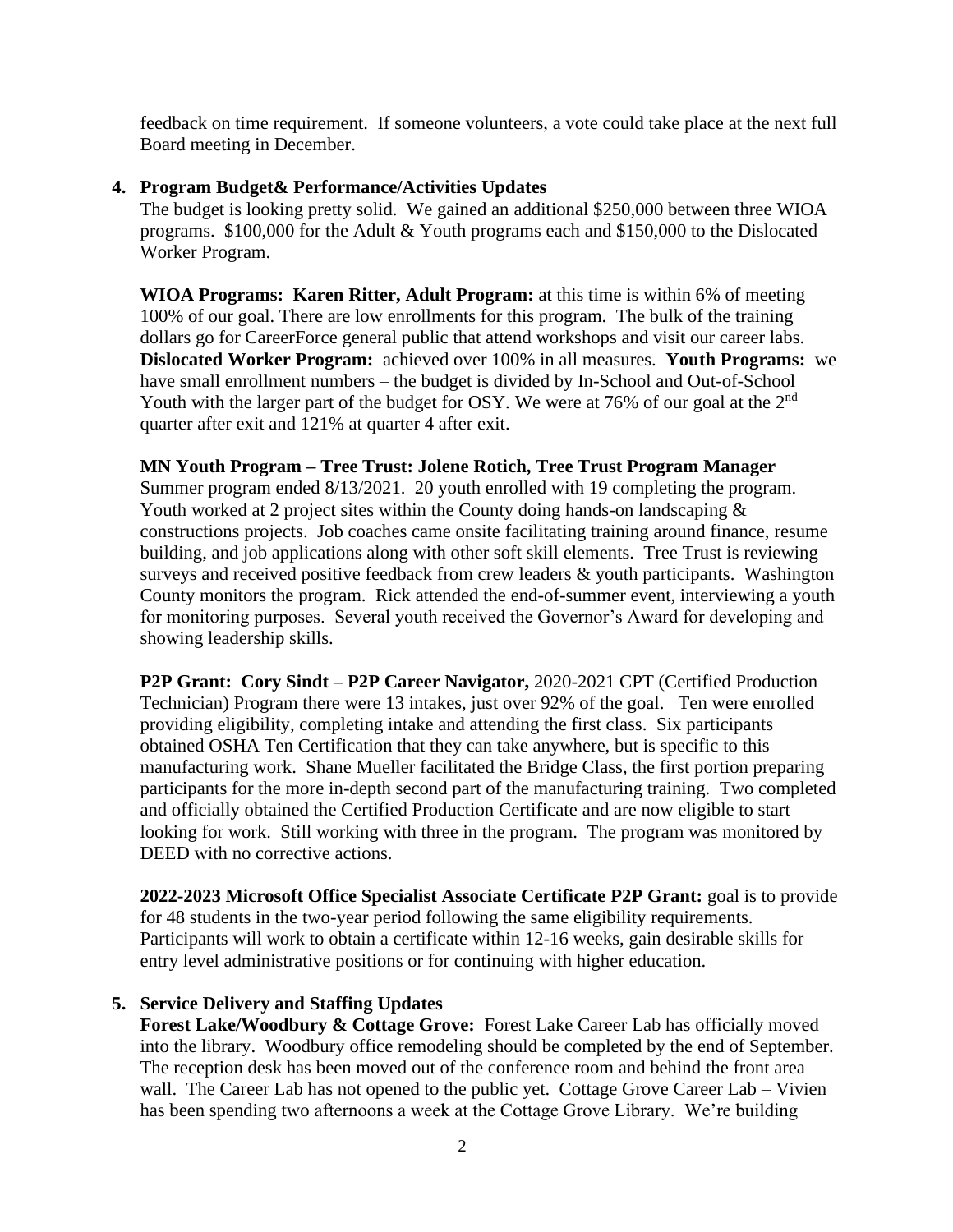feedback on time requirement. If someone volunteers, a vote could take place at the next full Board meeting in December.

4. **Program Budget& Performance/Activities Updates**

The budget is looking pretty solid. We gained an additional $250,000 between three WIOA programs. $100,000 for the Adult & Youth programs each and $150,000 to the Dislocated Worker Program.

**WIOA Programs: Karen Ritter, Adult Program:** at this time is within 6% of meeting 100% of our goal. There are low enrollments for this program. The bulk of the training dollars go for CareerForce general public that attend workshops and visit our career labs. **Dislocated Worker Program:** achieved over 100% in all measures. **Youth Programs:** we have small enrollment numbers – the budget is divided by In-School and Out-of-School Youth with the larger part of the budget for OSY. We were at 76% of our goal at the 2nd quarter after exit and 121% at quarter 4 after exit.

**MN Youth Program – Tree Trust: Jolene Rotich, Tree Trust Program Manager**
Summer program ended 8/13/2021. 20 youth enrolled with 19 completing the program. Youth worked at 2 project sites within the County doing hands-on landscaping & constructions projects. Job coaches came onsite facilitating training around finance, resume building, and job applications along with other soft skill elements. Tree Trust is reviewing surveys and received positive feedback from crew leaders & youth participants. Washington County monitors the program. Rick attended the end-of-summer event, interviewing a youth for monitoring purposes. Several youth received the Governor's Award for developing and showing leadership skills.

**P2P Grant: Cory Sindt – P2P Career Navigator,** 2020-2021 CPT (Certified Production Technician) Program there were 13 intakes, just over 92% of the goal. Ten were enrolled providing eligibility, completing intake and attending the first class. Six participants obtained OSHA Ten Certification that they can take anywhere, but is specific to this manufacturing work. Shane Mueller facilitated the Bridge Class, the first portion preparing participants for the more in-depth second part of the manufacturing training. Two completed and officially obtained the Certified Production Certificate and are now eligible to start looking for work. Still working with three in the program. The program was monitored by DEED with no corrective actions.

**2022-2023 Microsoft Office Specialist Associate Certificate P2P Grant:** goal is to provide for 48 students in the two-year period following the same eligibility requirements. Participants will work to obtain a certificate within 12-16 weeks, gain desirable skills for entry level administrative positions or for continuing with higher education.

5. **Service Delivery and Staffing Updates**

**Forest Lake/Woodbury & Cottage Grove:** Forest Lake Career Lab has officially moved into the library. Woodbury office remodeling should be completed by the end of September. The reception desk has been moved out of the conference room and behind the front area wall. The Career Lab has not opened to the public yet. Cottage Grove Career Lab – Vivien has been spending two afternoons a week at the Cottage Grove Library. We're building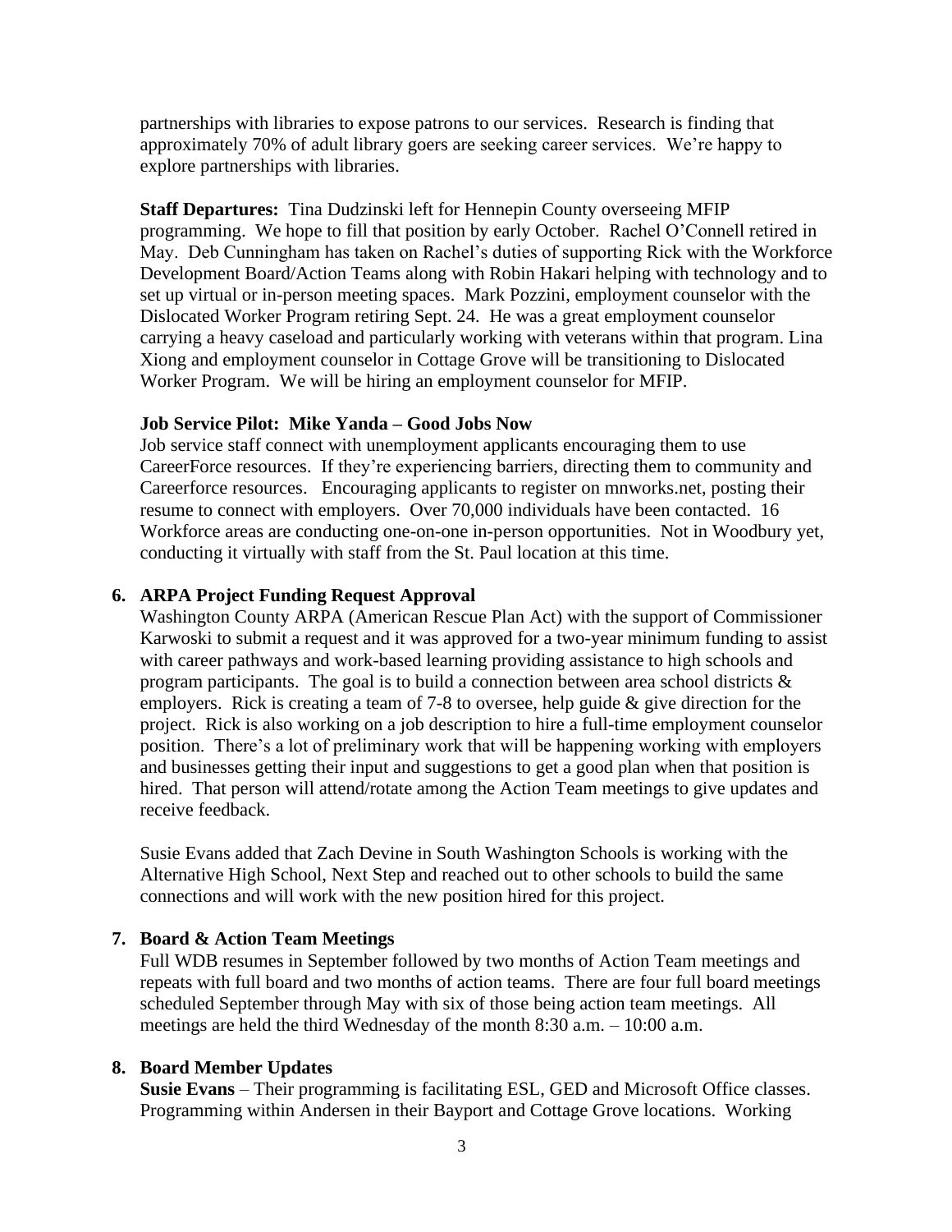partnerships with libraries to expose patrons to our services. Research is finding that approximately 70% of adult library goers are seeking career services. We're happy to explore partnerships with libraries.

**Staff Departures:** Tina Dudzinski left for Hennepin County overseeing MFIP programming. We hope to fill that position by early October. Rachel O'Connell retired in May. Deb Cunningham has taken on Rachel's duties of supporting Rick with the Workforce Development Board/Action Teams along with Robin Hakari helping with technology and to set up virtual or in-person meeting spaces. Mark Pozzini, employment counselor with the Dislocated Worker Program retiring Sept. 24. He was a great employment counselor carrying a heavy caseload and particularly working with veterans within that program. Lina Xiong and employment counselor in Cottage Grove will be transitioning to Dislocated Worker Program. We will be hiring an employment counselor for MFIP.

**Job Service Pilot: Mike Yanda – Good Jobs Now**
Job service staff connect with unemployment applicants encouraging them to use CareerForce resources. If they're experiencing barriers, directing them to community and Careerforce resources. Encouraging applicants to register on mnworks.net, posting their resume to connect with employers. Over 70,000 individuals have been contacted. 16 Workforce areas are conducting one-on-one in-person opportunities. Not in Woodbury yet, conducting it virtually with staff from the St. Paul location at this time.

**6. ARPA Project Funding Request Approval**

Washington County ARPA (American Rescue Plan Act) with the support of Commissioner Karwoski to submit a request and it was approved for a two-year minimum funding to assist with career pathways and work-based learning providing assistance to high schools and program participants. The goal is to build a connection between area school districts & employers. Rick is creating a team of 7-8 to oversee, help guide & give direction for the project. Rick is also working on a job description to hire a full-time employment counselor position. There's a lot of preliminary work that will be happening working with employers and businesses getting their input and suggestions to get a good plan when that position is hired. That person will attend/rotate among the Action Team meetings to give updates and receive feedback.

Susie Evans added that Zach Devine in South Washington Schools is working with the Alternative High School, Next Step and reached out to other schools to build the same connections and will work with the new position hired for this project.

**7. Board & Action Team Meetings**

Full WDB resumes in September followed by two months of Action Team meetings and repeats with full board and two months of action teams. There are four full board meetings scheduled September through May with six of those being action team meetings. All meetings are held the third Wednesday of the month 8:30 a.m. – 10:00 a.m.

**8. Board Member Updates**

**Susie Evans** – Their programming is facilitating ESL, GED and Microsoft Office classes. Programming within Andersen in their Bayport and Cottage Grove locations. Working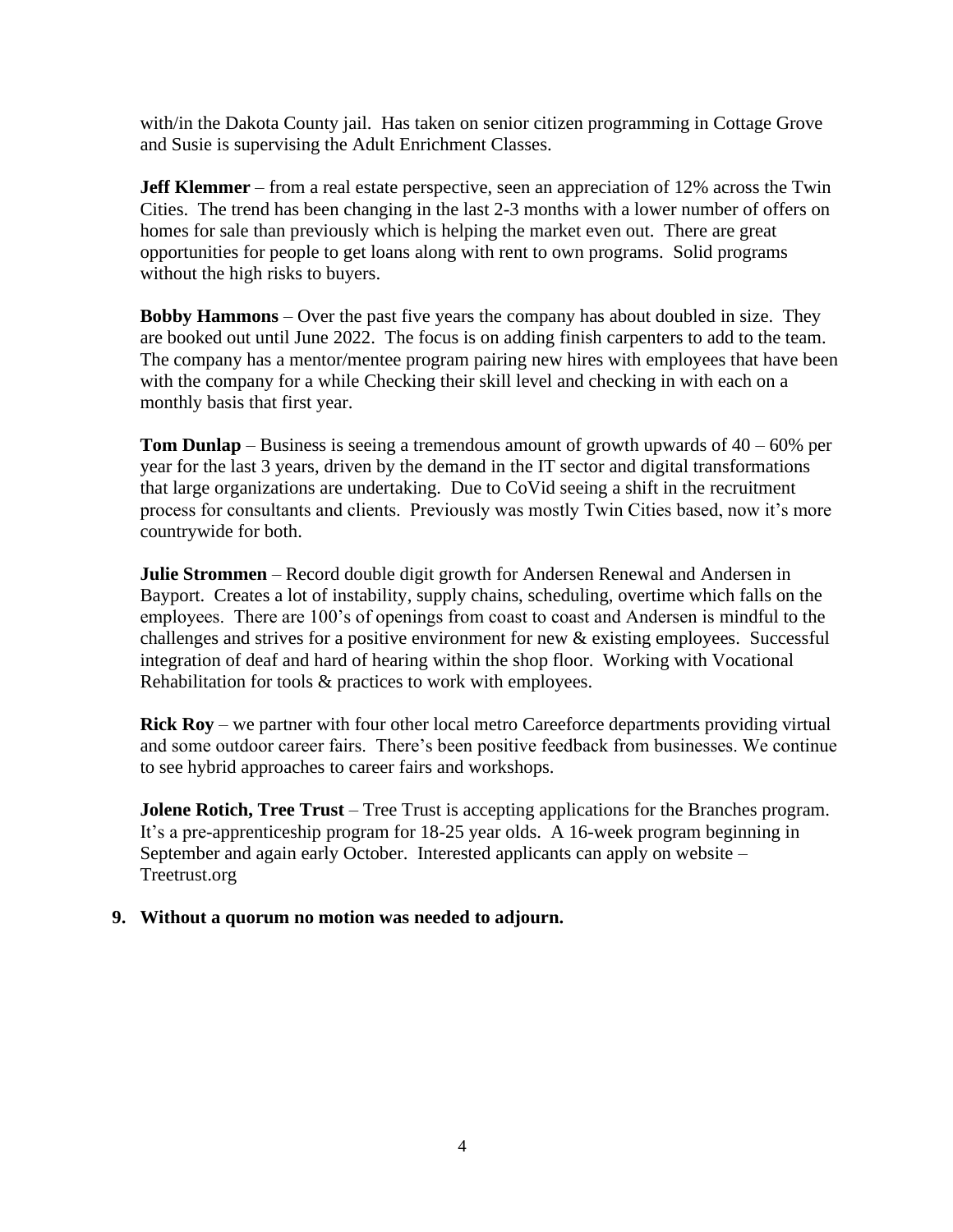with/in the Dakota County jail. Has taken on senior citizen programming in Cottage Grove and Susie is supervising the Adult Enrichment Classes.

**Jeff Klemmer** – from a real estate perspective, seen an appreciation of 12% across the Twin Cities. The trend has been changing in the last 2-3 months with a lower number of offers on homes for sale than previously which is helping the market even out. There are great opportunities for people to get loans along with rent to own programs. Solid programs without the high risks to buyers.

**Bobby Hammons** – Over the past five years the company has about doubled in size. They are booked out until June 2022. The focus is on adding finish carpenters to add to the team. The company has a mentor/mentee program pairing new hires with employees that have been with the company for a while Checking their skill level and checking in with each on a monthly basis that first year.

**Tom Dunlap** – Business is seeing a tremendous amount of growth upwards of 40 – 60% per year for the last 3 years, driven by the demand in the IT sector and digital transformations that large organizations are undertaking. Due to CoVid seeing a shift in the recruitment process for consultants and clients. Previously was mostly Twin Cities based, now it's more countrywide for both.

**Julie Strommen** – Record double digit growth for Andersen Renewal and Andersen in Bayport. Creates a lot of instability, supply chains, scheduling, overtime which falls on the employees. There are 100's of openings from coast to coast and Andersen is mindful to the challenges and strives for a positive environment for new & existing employees. Successful integration of deaf and hard of hearing within the shop floor. Working with Vocational Rehabilitation for tools & practices to work with employees.

**Rick Roy** – we partner with four other local metro Careeforce departments providing virtual and some outdoor career fairs. There's been positive feedback from businesses. We continue to see hybrid approaches to career fairs and workshops.

**Jolene Rotich, Tree Trust** – Tree Trust is accepting applications for the Branches program. It's a pre-apprenticeship program for 18-25 year olds. A 16-week program beginning in September and again early October. Interested applicants can apply on website – Treetrust.org

**9. Without a quorum no motion was needed to adjourn.**